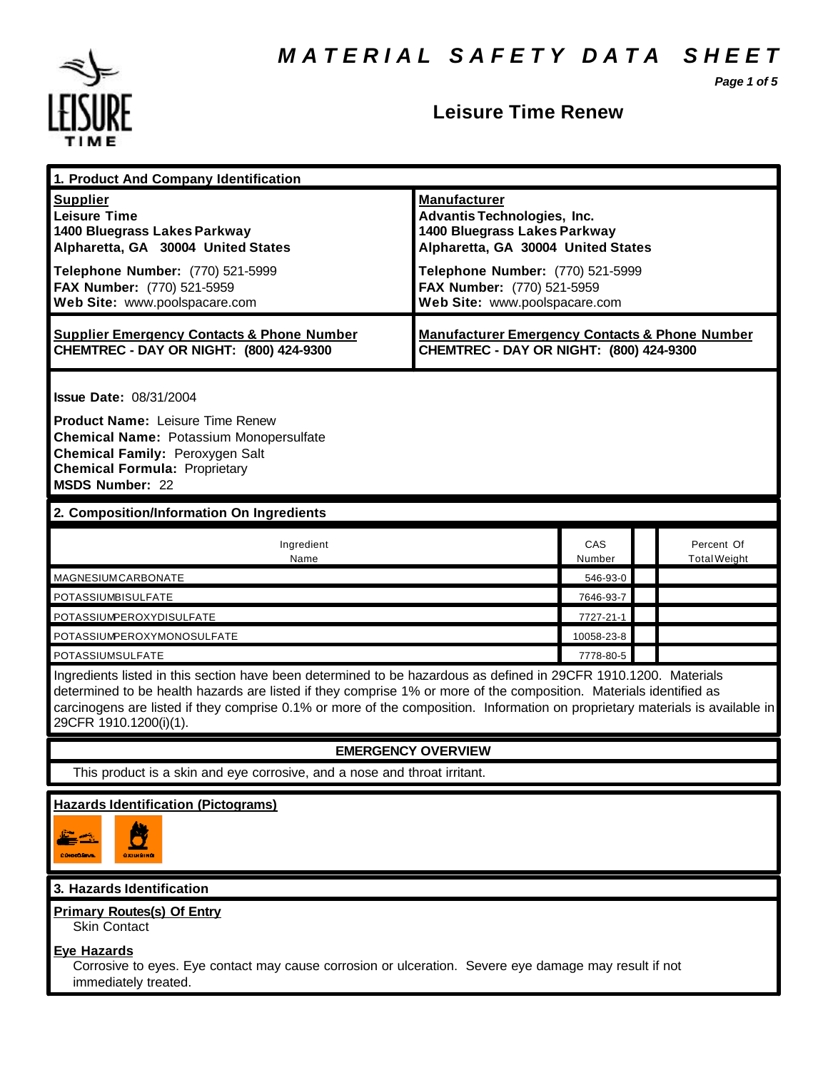# MATERIAL SAFETY DATA SHEET

## Leisure Time Renew

### 1. Product And Company Identification

| **Supplier** | **Manufacturer** |
|---|---|
| **Leisure Time**<br>**1400 Bluegrass Lakes Parkway**<br>**Alpharetta, GA 30004 United States** | **Advantis Technologies, Inc.**<br>**1400 Bluegrass Lakes Parkway**<br>**Alpharetta, GA 30004 United States** |
| **Telephone Number:** (770) 521-5999<br>**FAX Number:** (770) 521-5959<br>**Web Site:** www.poolspacare.com | **Telephone Number:** (770) 521-5999<br>**FAX Number:** (770) 521-5959<br>**Web Site:** www.poolspacare.com |
| **Supplier Emergency Contacts & Phone Number**<br>**CHEMTREC - DAY OR NIGHT: (800) 424-9300** | **Manufacturer Emergency Contacts & Phone Number**<br>**CHEMTREC - DAY OR NIGHT: (800) 424-9300** |

**Issue Date:** 08/31/2004

**Product Name:** Leisure Time Renew
**Chemical Name:** Potassium Monopersulfate
**Chemical Family:** Peroxygen Salt
**Chemical Formula:** Proprietary
**MSDS Number:** 22

### 2. Composition/Information On Ingredients

| Ingredient Name | CAS Number | | Percent Of Total Weight |
|---|---|---|---|
| MAGNESIUM CARBONATE | 546-93-0 | | |
| POTASSIUM BISULFATE | 7646-93-7 | | |
| POTASSIUM PEROXYDISULFATE | 7727-21-1 | | |
| POTASSIUM PEROXYMONOSULFATE | 10058-23-8 | | |
| POTASSIUM SULFATE | 7778-80-5 | | |

Ingredients listed in this section have been determined to be hazardous as defined in 29CFR 1910.1200. Materials determined to be health hazards are listed if they comprise 1% or more of the composition. Materials identified as carcinogens are listed if they comprise 0.1% or more of the composition. Information on proprietary materials is available in 29CFR 1910.1200(i)(1).

**EMERGENCY OVERVIEW**

This product is a skin and eye corrosive, and a nose and throat irritant.

**Hazards Identification (Pictograms)**

CORROSIVE OXIDIZING

### 3. Hazards Identification

**Primary Routes(s) Of Entry**

Skin Contact

**Eye Hazards**

Corrosive to eyes. Eye contact may cause corrosion or ulceration. Severe eye damage may result if not immediately treated.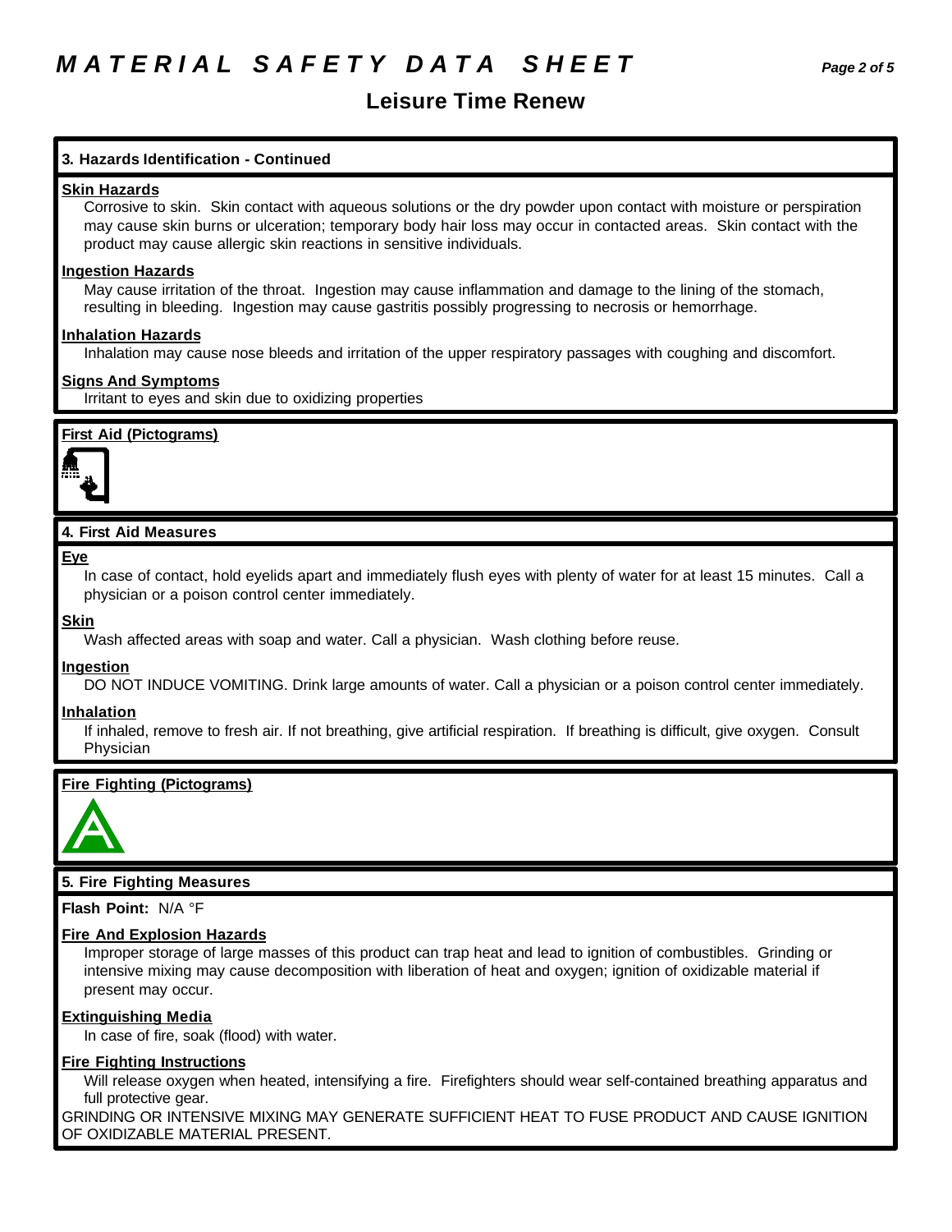# MATERIAL SAFETY DATA SHEET

## Leisure Time Renew

### 3. Hazards Identification - Continued

**Skin Hazards**

Corrosive to skin. Skin contact with aqueous solutions or the dry powder upon contact with moisture or perspiration may cause skin burns or ulceration; temporary body hair loss may occur in contacted areas. Skin contact with the product may cause allergic skin reactions in sensitive individuals.

**Ingestion Hazards**

May cause irritation of the throat. Ingestion may cause inflammation and damage to the lining of the stomach, resulting in bleeding. Ingestion may cause gastritis possibly progressing to necrosis or hemorrhage.

**Inhalation Hazards**

Inhalation may cause nose bleeds and irritation of the upper respiratory passages with coughing and discomfort.

**Signs And Symptoms**

Irritant to eyes and skin due to oxidizing properties

**First Aid (Pictograms)**

### 4. First Aid Measures

**Eye**

In case of contact, hold eyelids apart and immediately flush eyes with plenty of water for at least 15 minutes. Call a physician or a poison control center immediately.

**Skin**

Wash affected areas with soap and water. Call a physician. Wash clothing before reuse.

**Ingestion**

DO NOT INDUCE VOMITING. Drink large amounts of water. Call a physician or a poison control center immediately.

**Inhalation**

If inhaled, remove to fresh air. If not breathing, give artificial respiration. If breathing is difficult, give oxygen. Consult Physician

**Fire Fighting (Pictograms)**

### 5. Fire Fighting Measures

**Flash Point:** N/A °F

**Fire And Explosion Hazards**

Improper storage of large masses of this product can trap heat and lead to ignition of combustibles. Grinding or intensive mixing may cause decomposition with liberation of heat and oxygen; ignition of oxidizable material if present may occur.

**Extinguishing Media**

In case of fire, soak (flood) with water.

**Fire Fighting Instructions**

Will release oxygen when heated, intensifying a fire. Firefighters should wear self-contained breathing apparatus and full protective gear.

GRINDING OR INTENSIVE MIXING MAY GENERATE SUFFICIENT HEAT TO FUSE PRODUCT AND CAUSE IGNITION OF OXIDIZABLE MATERIAL PRESENT.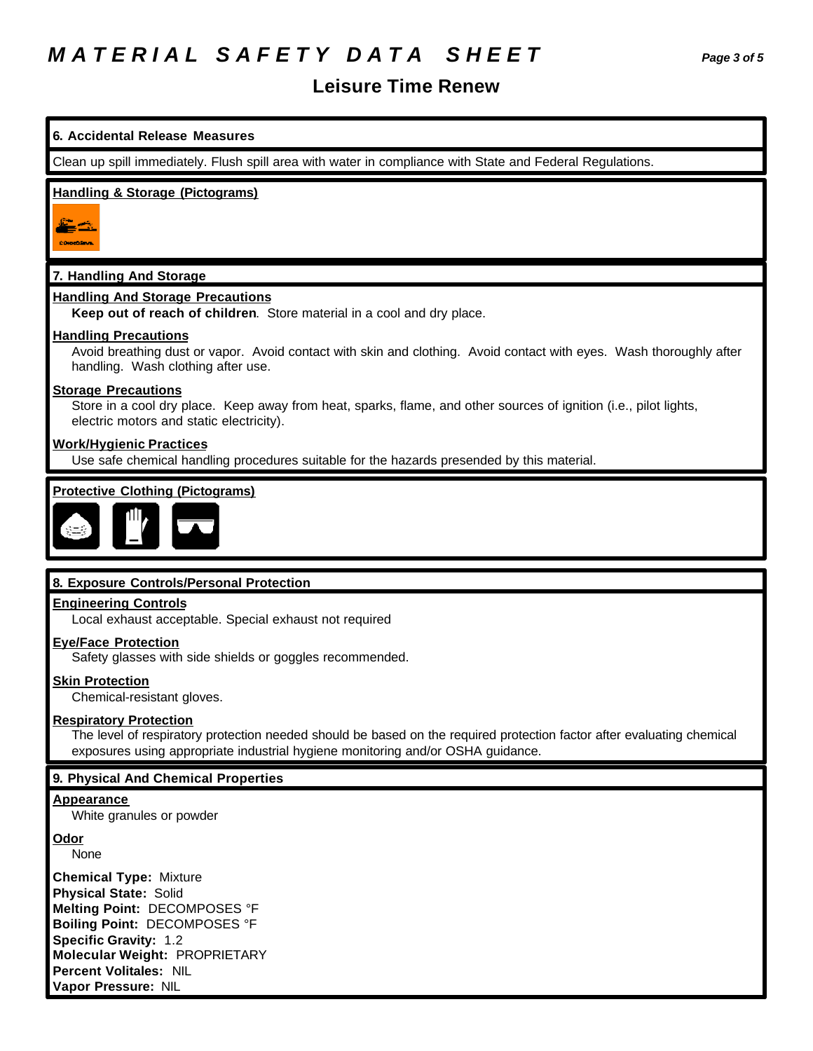# MATERIAL SAFETY DATA SHEET

## Leisure Time Renew

### 6. Accidental Release Measures

Clean up spill immediately. Flush spill area with water in compliance with State and Federal Regulations.

**Handling & Storage (Pictograms)**

### 7. Handling And Storage

**Handling And Storage Precautions**

**Keep out of reach of children**. Store material in a cool and dry place.

**Handling Precautions**

Avoid breathing dust or vapor. Avoid contact with skin and clothing. Avoid contact with eyes. Wash thoroughly after handling. Wash clothing after use.

**Storage Precautions**

Store in a cool dry place. Keep away from heat, sparks, flame, and other sources of ignition (i.e., pilot lights, electric motors and static electricity).

**Work/Hygienic Practices**

Use safe chemical handling procedures suitable for the hazards presended by this material.

**Protective Clothing (Pictograms)**

### 8. Exposure Controls/Personal Protection

**Engineering Controls**

Local exhaust acceptable. Special exhaust not required

**Eye/Face Protection**

Safety glasses with side shields or goggles recommended.

**Skin Protection**

Chemical-resistant gloves.

**Respiratory Protection**

The level of respiratory protection needed should be based on the required protection factor after evaluating chemical exposures using appropriate industrial hygiene monitoring and/or OSHA guidance.

### 9. Physical And Chemical Properties

**Appearance**

White granules or powder

**Odor**

None

**Chemical Type:** Mixture
**Physical State:** Solid
**Melting Point:** DECOMPOSES °F
**Boiling Point:** DECOMPOSES °F
**Specific Gravity:** 1.2
**Molecular Weight:** PROPRIETARY
**Percent Volitales:** NIL
**Vapor Pressure:** NIL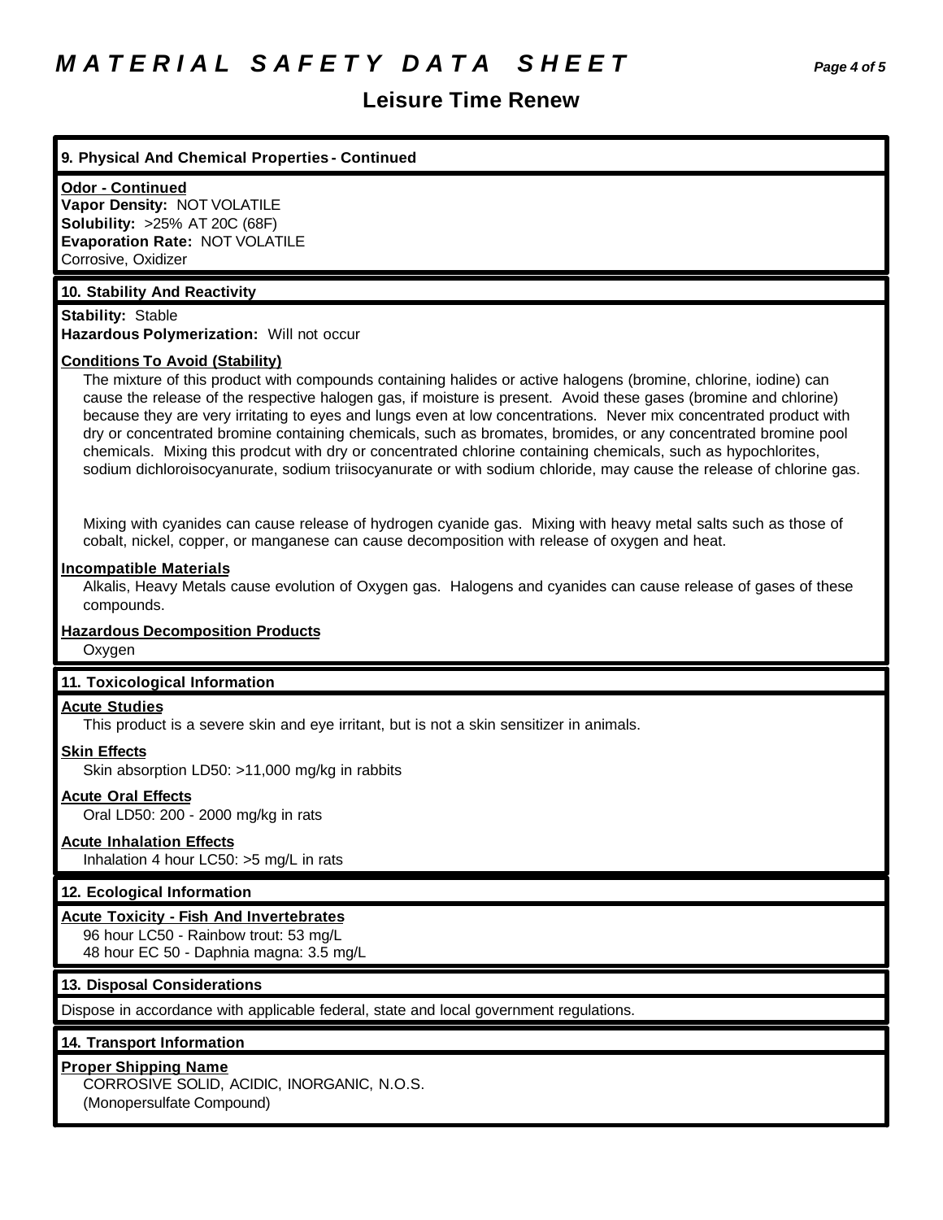## 9. Physical And Chemical Properties - Continued

**Odor - Continued**

**Vapor Density:** NOT VOLATILE
**Solubility:** >25% AT 20C (68F)
**Evaporation Rate:** NOT VOLATILE
Corrosive, Oxidizer

## 10. Stability And Reactivity

**Stability:** Stable
**Hazardous Polymerization:** Will not occur

**Conditions To Avoid (Stability)**

The mixture of this product with compounds containing halides or active halogens (bromine, chlorine, iodine) can cause the release of the respective halogen gas, if moisture is present. Avoid these gases (bromine and chlorine) because they are very irritating to eyes and lungs even at low concentrations. Never mix concentrated product with dry or concentrated bromine containing chemicals, such as bromates, bromides, or any concentrated bromine pool chemicals. Mixing this prodcut with dry or concentrated chlorine containing chemicals, such as hypochlorites, sodium dichloroisocyanurate, sodium triisocyanurate or with sodium chloride, may cause the release of chlorine gas.

Mixing with cyanides can cause release of hydrogen cyanide gas. Mixing with heavy metal salts such as those of cobalt, nickel, copper, or manganese can cause decomposition with release of oxygen and heat.

**Incompatible Materials**

Alkalis, Heavy Metals cause evolution of Oxygen gas. Halogens and cyanides can cause release of gases of these compounds.

**Hazardous Decomposition Products**

Oxygen

## 11. Toxicological Information

**Acute Studies**

This product is a severe skin and eye irritant, but is not a skin sensitizer in animals.

**Skin Effects**

Skin absorption LD50: >11,000 mg/kg in rabbits

**Acute Oral Effects**

Oral LD50: 200 - 2000 mg/kg in rats

**Acute Inhalation Effects**

Inhalation 4 hour LC50: >5 mg/L in rats

## 12. Ecological Information

**Acute Toxicity - Fish And Invertebrates**

96 hour LC50 - Rainbow trout: 53 mg/L
48 hour EC 50 - Daphnia magna: 3.5 mg/L

## 13. Disposal Considerations

Dispose in accordance with applicable federal, state and local government regulations.

## 14. Transport Information

**Proper Shipping Name**

CORROSIVE SOLID, ACIDIC, INORGANIC, N.O.S.
(Monopersulfate Compound)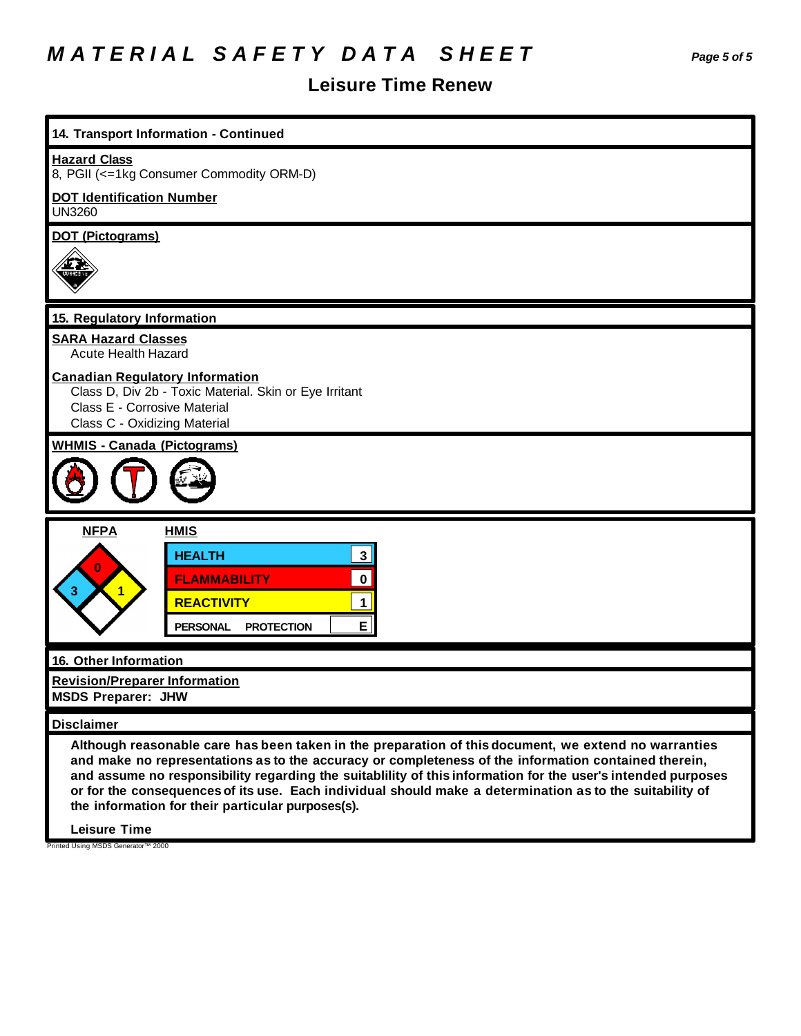# MATERIAL SAFETY DATA SHEET

## Leisure Time Renew

### 14. Transport Information - Continued

**Hazard Class**
8, PGII (<=1kg Consumer Commodity ORM-D)

**DOT Identification Number**
UN3260

**DOT (Pictograms)**

### 15. Regulatory Information

**SARA Hazard Classes**
Acute Health Hazard

**Canadian Regulatory Information**
Class D, Div 2b - Toxic Material. Skin or Eye Irritant
Class E - Corrosive Material
Class C - Oxidizing Material

**WHMIS - Canada (Pictograms)**

**NFPA**

| | |
|---|---|
| Flammability | 0 |
| Health | 3 |
| Reactivity | 1 |
| Special | |

**HMIS**

| | |
|---|---|
| HEALTH | 3 |
| FLAMMABILITY | 0 |
| REACTIVITY | 1 |
| PERSONAL PROTECTION | E |

### 16. Other Information

**Revision/Preparer Information**
**MSDS Preparer: JHW**

**Disclaimer**

**Although reasonable care has been taken in the preparation of this document, we extend no warranties and make no representations as to the accuracy or completeness of the information contained therein, and assume no responsibility regarding the suitablility of this information for the user's intended purposes or for the consequences of its use. Each individual should make a determination as to the suitability of the information for their particular purposes(s).**

**Leisure Time**

Printed Using MSDS Generator™ 2000